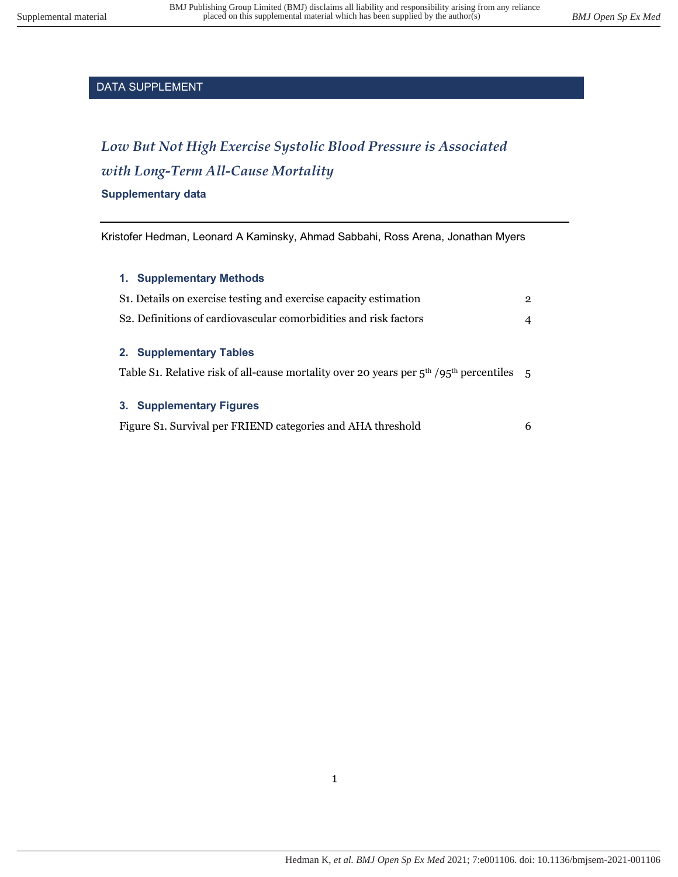DATA SUPPLEMENT

# *Low But Not High Exercise Systolic Blood Pressure is Associated with Long-Term All-Cause Mortality*

**Supplementary data**

Kristofer Hedman, Leonard A Kaminsky, Ahmad Sabbahi, Ross Arena, Jonathan Myers

## 1. Supplementary Methods

S1. Details on exercise testing and exercise capacity estimation 2

S2. Definitions of cardiovascular comorbidities and risk factors 4

## 2. Supplementary Tables

Table S1. Relative risk of all-cause mortality over 20 years per 5$^{th}$ /95$^{th}$ percentiles 5

## 3. Supplementary Figures

Figure S1. Survival per FRIEND categories and AHA threshold 6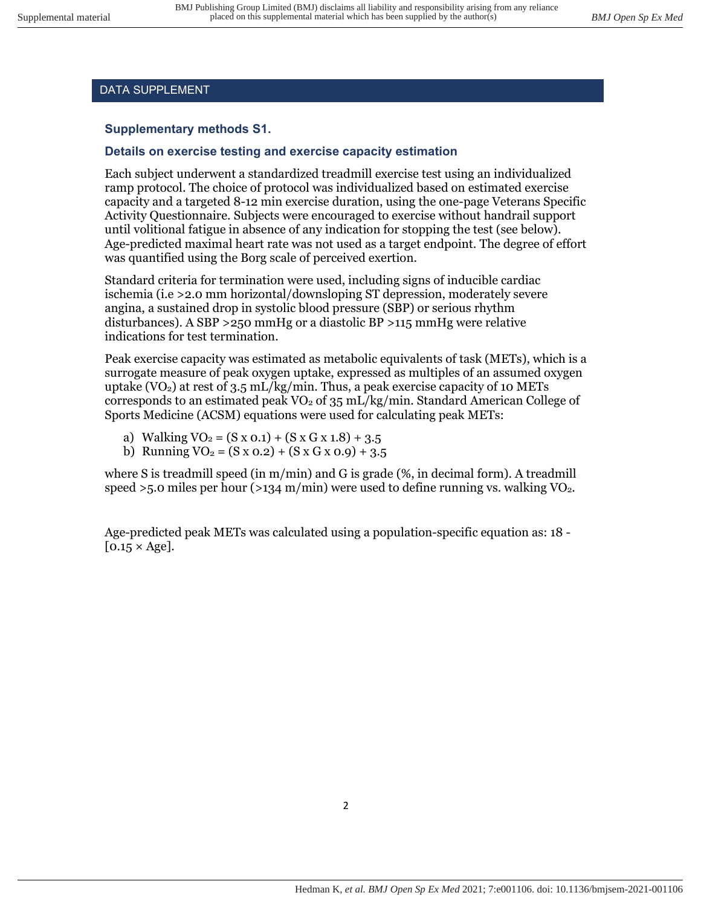## DATA SUPPLEMENT

### Supplementary methods S1.

### Details on exercise testing and exercise capacity estimation

Each subject underwent a standardized treadmill exercise test using an individualized ramp protocol. The choice of protocol was individualized based on estimated exercise capacity and a targeted 8-12 min exercise duration, using the one-page Veterans Specific Activity Questionnaire. Subjects were encouraged to exercise without handrail support until volitional fatigue in absence of any indication for stopping the test (see below). Age-predicted maximal heart rate was not used as a target endpoint. The degree of effort was quantified using the Borg scale of perceived exertion.

Standard criteria for termination were used, including signs of inducible cardiac ischemia (i.e >2.0 mm horizontal/downsloping ST depression, moderately severe angina, a sustained drop in systolic blood pressure (SBP) or serious rhythm disturbances). A SBP >250 mmHg or a diastolic BP >115 mmHg were relative indications for test termination.

Peak exercise capacity was estimated as metabolic equivalents of task (METs), which is a surrogate measure of peak oxygen uptake, expressed as multiples of an assumed oxygen uptake ($VO_2$) at rest of 3.5 mL/kg/min. Thus, a peak exercise capacity of 10 METs corresponds to an estimated peak $VO_2$ of 35 mL/kg/min. Standard American College of Sports Medicine (ACSM) equations were used for calculating peak METs:

a) Walking $VO_2 = (S \times 0.1) + (S \times G \times 1.8) + 3.5$
b) Running $VO_2 = (S \times 0.2) + (S \times G \times 0.9) + 3.5$

where S is treadmill speed (in m/min) and G is grade (%, in decimal form). A treadmill speed >5.0 miles per hour (>134 m/min) were used to define running vs. walking $VO_2$.

Age-predicted peak METs was calculated using a population-specific equation as: $18 - [0.15 \times \text{Age}]$.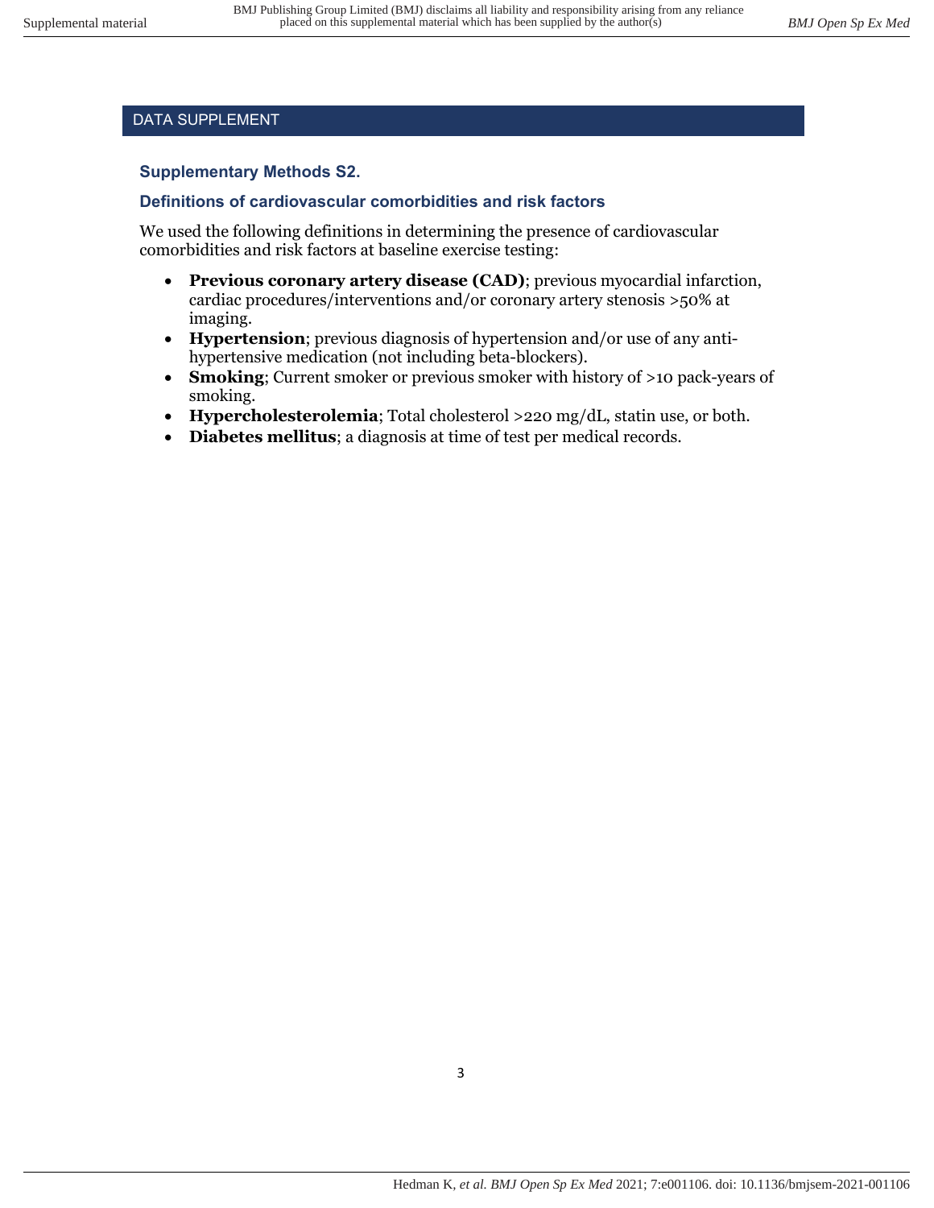## DATA SUPPLEMENT

### Supplementary Methods S2.

### Definitions of cardiovascular comorbidities and risk factors

We used the following definitions in determining the presence of cardiovascular comorbidities and risk factors at baseline exercise testing:

- **Previous coronary artery disease (CAD)**; previous myocardial infarction, cardiac procedures/interventions and/or coronary artery stenosis >50% at imaging.
- **Hypertension**; previous diagnosis of hypertension and/or use of any anti-hypertensive medication (not including beta-blockers).
- **Smoking**; Current smoker or previous smoker with history of >10 pack-years of smoking.
- **Hypercholesterolemia**; Total cholesterol >220 mg/dL, statin use, or both.
- **Diabetes mellitus**; a diagnosis at time of test per medical records.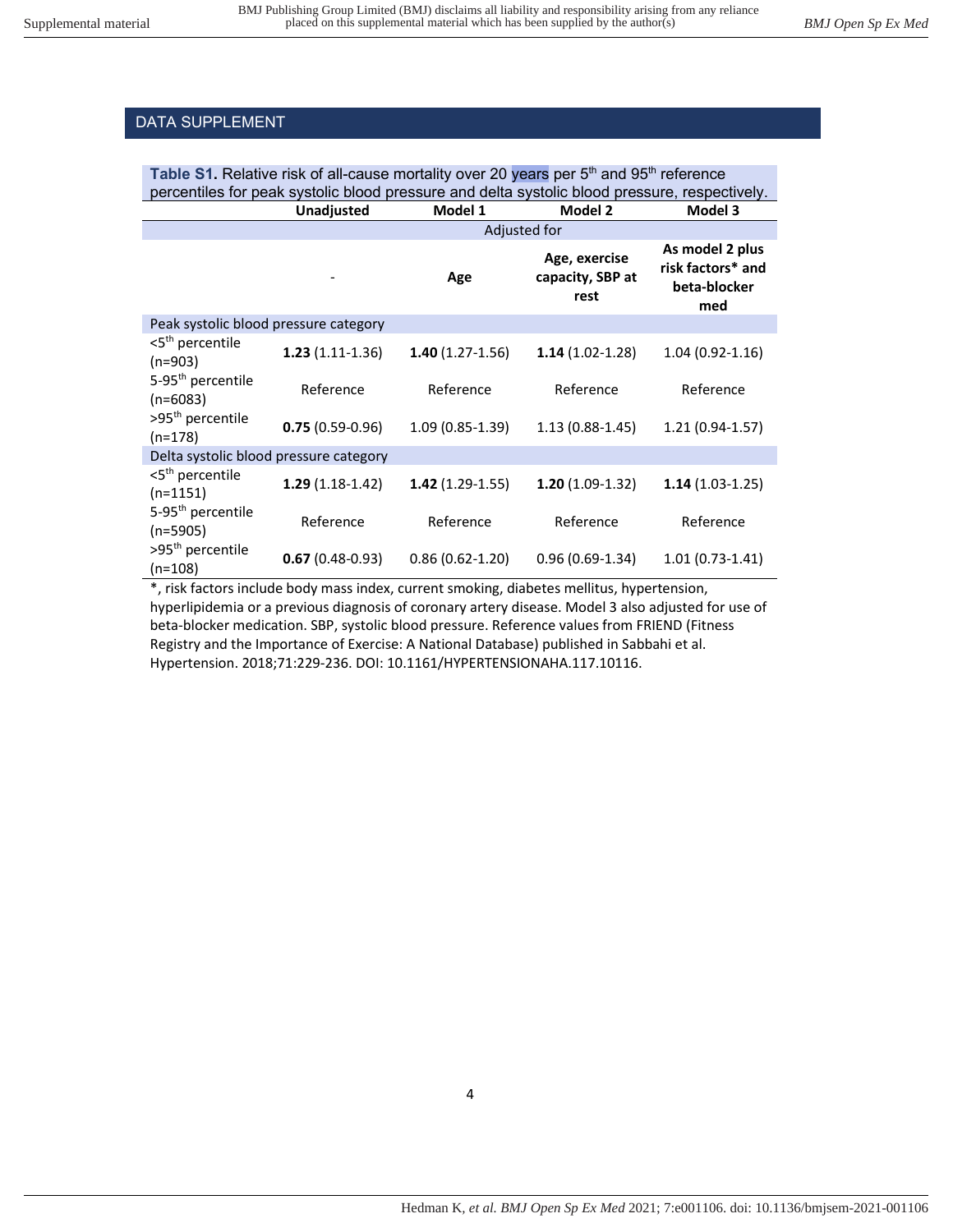## DATA SUPPLEMENT

**Table S1.** Relative risk of all-cause mortality over 20 years per 5th and 95th reference percentiles for peak systolic blood pressure and delta systolic blood pressure, respectively.

| | **Unadjusted** | **Model 1** | **Model 2** | **Model 3** |
|---|---|---|---|---|
| | Adjusted for | | | |
| | - | **Age** | **Age, exercise capacity, SBP at rest** | **As model 2 plus risk factors* and beta-blocker med** |
| Peak systolic blood pressure category | | | | |
| <5th percentile (n=903) | **1.23** (1.11-1.36) | **1.40** (1.27-1.56) | **1.14** (1.02-1.28) | 1.04 (0.92-1.16) |
| 5-95th percentile (n=6083) | Reference | Reference | Reference | Reference |
| >95th percentile (n=178) | **0.75** (0.59-0.96) | 1.09 (0.85-1.39) | 1.13 (0.88-1.45) | 1.21 (0.94-1.57) |
| Delta systolic blood pressure category | | | | |
| <5th percentile (n=1151) | **1.29** (1.18-1.42) | **1.42** (1.29-1.55) | **1.20** (1.09-1.32) | **1.14** (1.03-1.25) |
| 5-95th percentile (n=5905) | Reference | Reference | Reference | Reference |
| >95th percentile (n=108) | **0.67** (0.48-0.93) | 0.86 (0.62-1.20) | 0.96 (0.69-1.34) | 1.01 (0.73-1.41) |

*, risk factors include body mass index, current smoking, diabetes mellitus, hypertension, hyperlipidemia or a previous diagnosis of coronary artery disease. Model 3 also adjusted for use of beta-blocker medication. SBP, systolic blood pressure. Reference values from FRIEND (Fitness Registry and the Importance of Exercise: A National Database) published in Sabbahi et al. Hypertension. 2018;71:229-236. DOI: 10.1161/HYPERTENSIONAHA.117.10116.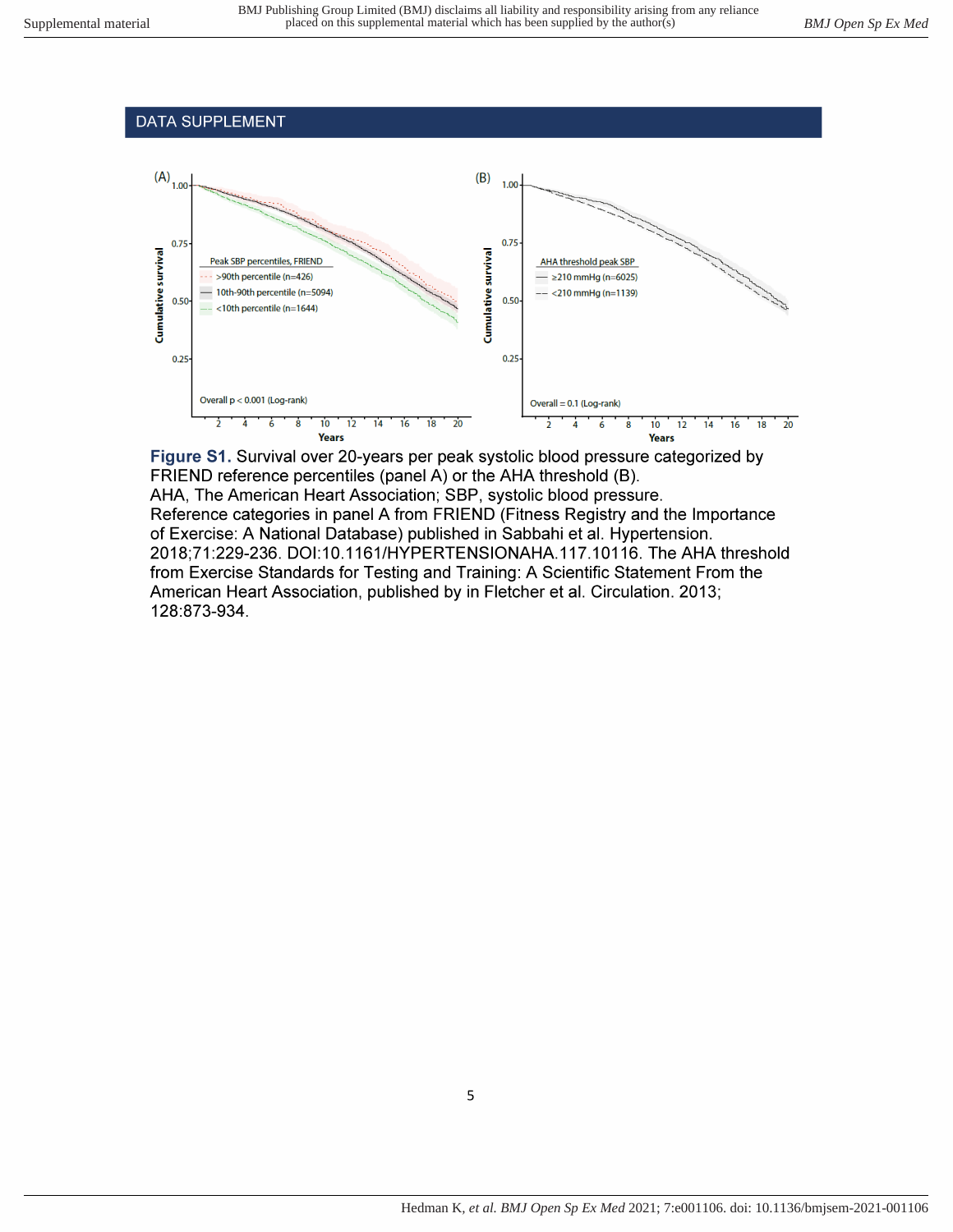## DATA SUPPLEMENT

(A)

1.00
0.75
0.50
0.25

Cumulative survival

Peak SBP percentiles, FRIEND
>90th percentile (n=426)
10th-90th percentile (n=5094)
<10th percentile (n=1644)

Overall p < 0.001 (Log-rank)

2 4 6 8 10 12 14 16 18 20
Years

(B)

1.00
0.75
0.50
0.25

Cumulative survival

AHA threshold peak SBP
≥210 mmHg (n=6025)
<210 mmHg (n=1139)

Overall = 0.1 (Log-rank)

2 4 6 8 10 12 14 16 18 20
Years

**Figure S1.** Survival over 20-years per peak systolic blood pressure categorized by FRIEND reference percentiles (panel A) or the AHA threshold (B).
AHA, The American Heart Association; SBP, systolic blood pressure.
Reference categories in panel A from FRIEND (Fitness Registry and the Importance of Exercise: A National Database) published in Sabbahi et al. Hypertension. 2018;71:229-236. DOI:10.1161/HYPERTENSIONAHA.117.10116. The AHA threshold from Exercise Standards for Testing and Training: A Scientific Statement From the American Heart Association, published by in Fletcher et al. Circulation. 2013; 128:873-934.